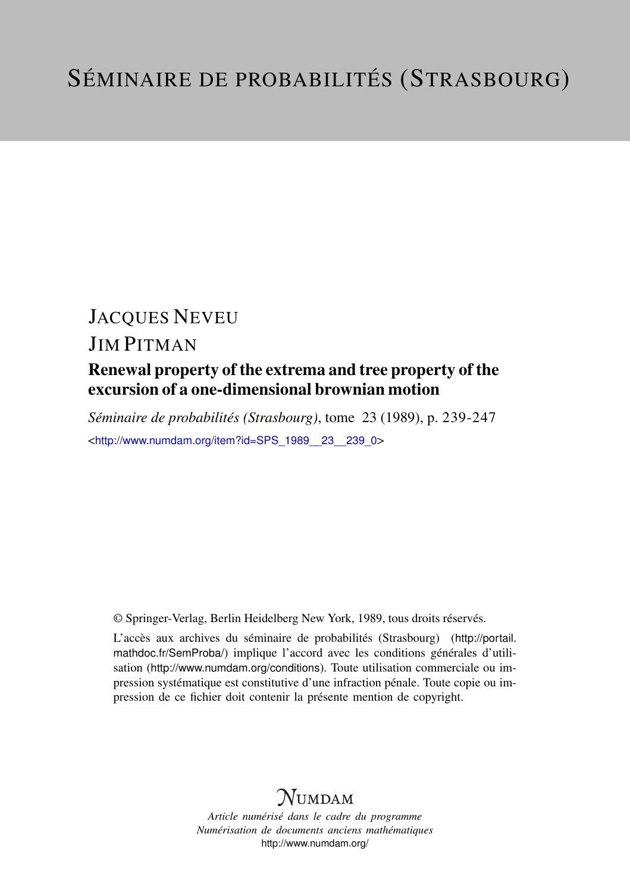# SÉMINAIRE DE PROBABILITÉS (STRASBOURG)

## JACQUES NEVEU

## JIM PITMAN

### Renewal property of the extrema and tree property of the excursion of a one-dimensional brownian motion

*Séminaire de probabilités (Strasbourg)*, tome 23 (1989), p. 239-247

<http://www.numdam.org/item?id=SPS_1989__23__239_0>

© Springer-Verlag, Berlin Heidelberg New York, 1989, tous droits réservés.

L'accès aux archives du séminaire de probabilités (Strasbourg) (http://portail.mathdoc.fr/SemProba/) implique l'accord avec les conditions générales d'utilisation (http://www.numdam.org/conditions). Toute utilisation commerciale ou impression systématique est constitutive d'une infraction pénale. Toute copie ou impression de ce fichier doit contenir la présente mention de copyright.

NUMDAM

*Article numérisé dans le cadre du programme*
*Numérisation de documents anciens mathématiques*
http://www.numdam.org/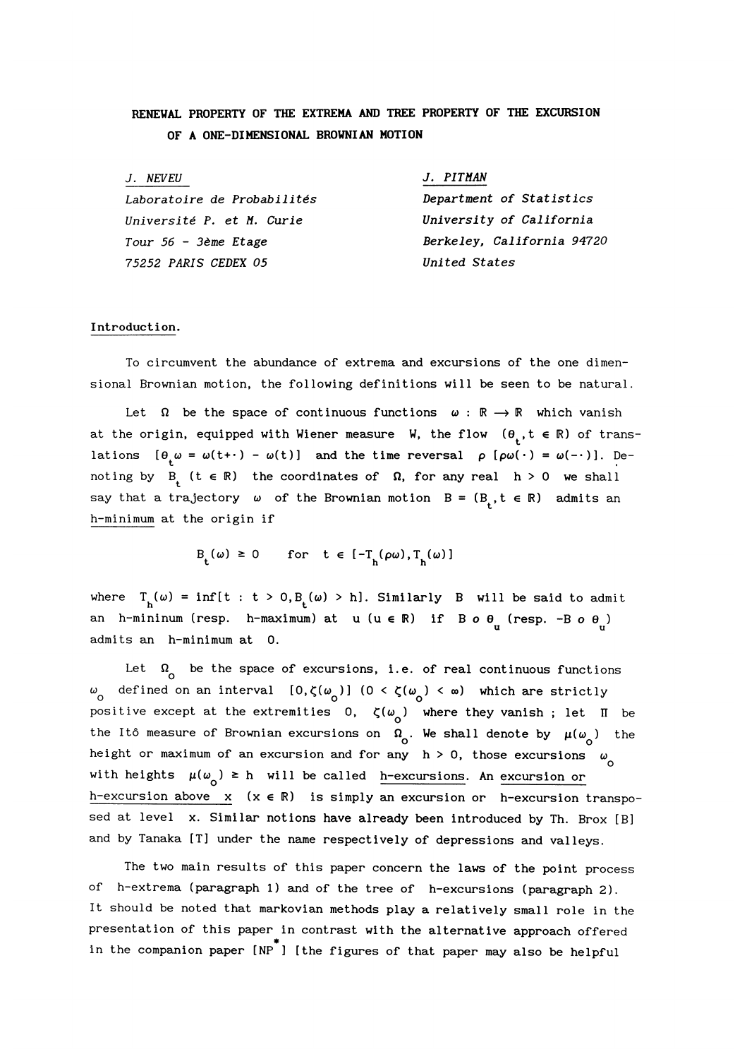# RENEWAL PROPERTY OF THE EXTREMA AND TREE PROPERTY OF THE EXCURSION OF A ONE-DIMENSIONAL BROWNIAN MOTION

*J. NEVEU*
*Laboratoire de Probabilités*
*Université P. et M. Curie*
*Tour 56 - 3ème Etage*
*75252 PARIS CEDEX 05*

*J. PITMAN*
*Department of Statistics*
*University of California*
*Berkeley, California 94720*
*United States*

## Introduction.

To circumvent the abundance of extrema and excursions of the one dimensional Brownian motion, the following definitions will be seen to be natural.

Let $\Omega$ be the space of continuous functions $\omega : \mathbb{R} \longrightarrow \mathbb{R}$ which vanish at the origin, equipped with Wiener measure $W$, the flow $(\theta_t, t \in \mathbb{R})$ of translations $[\theta_t \omega = \omega(t+\cdot) - \omega(t)]$ and the time reversal $\rho$ $[\rho\omega(\cdot) = \omega(-\cdot)]$. Denoting by $B_t$ $(t \in \mathbb{R})$ the coordinates of $\Omega$, for any real $h > 0$ we shall say that a trajectory $\omega$ of the Brownian motion $B = (B_t, t \in \mathbb{R})$ admits an <u>h-minimum</u> at the origin if

$$B_t(\omega) \geq 0 \quad \text{ for } \quad t \in [-T_h(\rho\omega), T_h(\omega)]$$

where $T_h(\omega) = \inf[t : t > 0, B_t(\omega) > h]$. Similarly $B$ will be said to admit an h-mininum (resp. h-maximum) at $u$ $(u \in \mathbb{R})$ if $B \circ \theta_u$ (resp. $-B \circ \theta_u$) admits an h-minimum at 0.

Let $\Omega_0$ be the space of excursions, i.e. of real continuous functions $\omega_0$ defined on an interval $[0, \zeta(\omega_0)]$ $(0 < \zeta(\omega_0) < \infty)$ which are strictly positive except at the extremities 0, $\zeta(\omega_0)$ where they vanish ; let $\Pi$ be the Itô measure of Brownian excursions on $\Omega_0$. We shall denote by $\mu(\omega_0)$ the height or maximum of an excursion and for any $h > 0$, those excursions $\omega_0$ with heights $\mu(\omega_0) \geq h$ will be called <u>h-excursions</u>. An <u>excursion or h-excursion above</u> $x$ $(x \in \mathbb{R})$ is simply an excursion or h-excursion transposed at level $x$. Similar notions have already been introduced by Th. Brox [B] and by Tanaka [T] under the name respectively of depressions and valleys.

The two main results of this paper concern the laws of the point process of h-extrema (paragraph 1) and of the tree of h-excursions (paragraph 2). It should be noted that markovian methods play a relatively small role in the presentation of this paper in contrast with the alternative approach offered in the companion paper [NP*] [the figures of that paper may also be helpful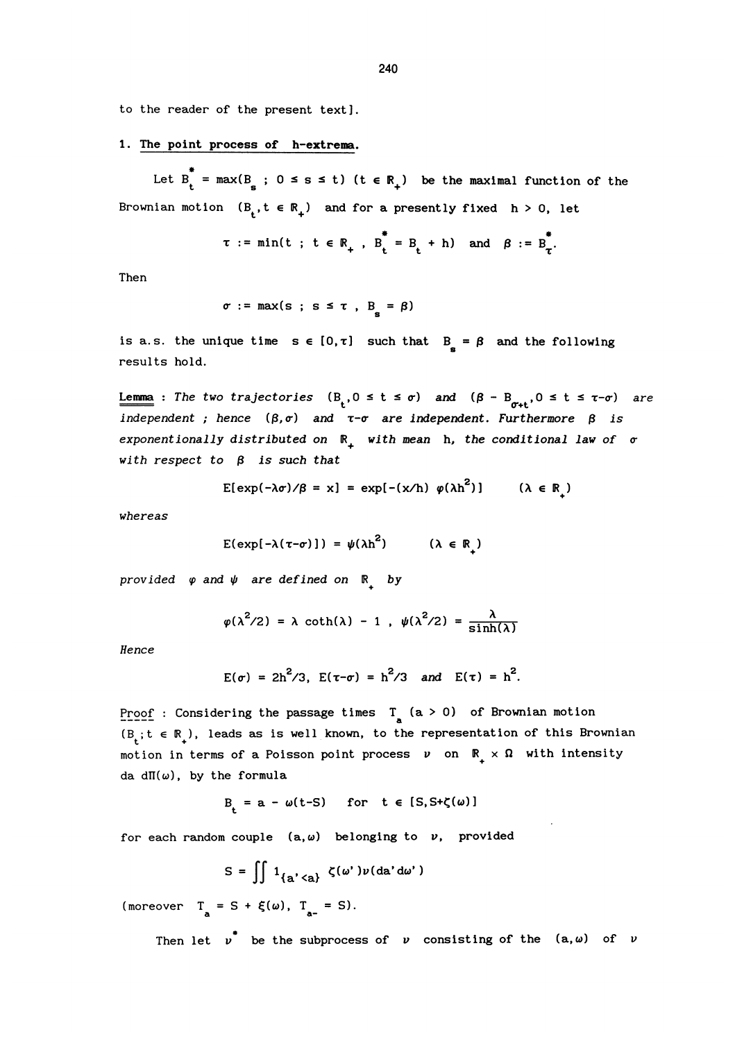to the reader of the present text].

## 1. The point process of h-extrema.

Let $B^*_t = \max(B_s\ ;\ 0 \le s \le t)$ $(t \in \mathbb{R}_+)$ be the maximal function of the Brownian motion $(B_t, t \in \mathbb{R}_+)$ and for a presently fixed $h > 0$, let

$$\tau := \min(t\ ;\ t \in \mathbb{R}_+\ ,\ B^*_t = B_t + h) \quad \text{and} \quad \beta := B^*_\tau .$$

Then

$$\sigma := \max(s\ ;\ s \le \tau\ ,\ B_s = \beta)$$

is a.s. the unique time $s \in [0,\tau]$ such that $B_s = \beta$ and the following results hold.

**Lemma** : *The two trajectories $(B_t, 0 \le t \le \sigma)$ and $(\beta - B_{\sigma+t}, 0 \le t \le \tau-\sigma)$ are independent ; hence $(\beta,\sigma)$ and $\tau-\sigma$ are independent. Furthermore $\beta$ is exponentionally distributed on $\mathbb{R}_+$ with mean h, the conditional law of $\sigma$ with respect to $\beta$ is such that*

$$E[\exp(-\lambda\sigma)/\beta = x] = \exp[-(x/h)\ \varphi(\lambda h^2)] \qquad (\lambda \in \mathbb{R}_+)$$

*whereas*

$$E(\exp[-\lambda(\tau-\sigma)]) = \psi(\lambda h^2) \qquad (\lambda \in \mathbb{R}_+)$$

*provided $\varphi$ and $\psi$ are defined on $\mathbb{R}_+$ by*

$$\varphi(\lambda^2/2) = \lambda \coth(\lambda) - 1\ ,\ \psi(\lambda^2/2) = \frac{\lambda}{\sinh(\lambda)}$$

*Hence*

$$E(\sigma) = 2h^2/3,\ E(\tau-\sigma) = h^2/3 \ \textit{and}\ E(\tau) = h^2.$$

Proof : Considering the passage times $T_a$ $(a > 0)$ of Brownian motion $(B_t ; t \in \mathbb{R}_+)$, leads as is well known, to the representation of this Brownian motion in terms of a Poisson point process $\nu$ on $\mathbb{R}_+ \times \Omega$ with intensity $da\, d\Pi(\omega)$, by the formula

$$B_t = a - \omega(t-S) \quad \text{for } t \in [S, S+\zeta(\omega)]$$

for each random couple $(a,\omega)$ belonging to $\nu$, provided

$$S = \iint 1_{\{a'<a\}}\ \zeta(\omega')\nu(da'd\omega')$$

(moreover $T_a = S + \xi(\omega)$, $T_{a-} = S$).

Then let $\nu^*$ be the subprocess of $\nu$ consisting of the $(a,\omega)$ of $\nu$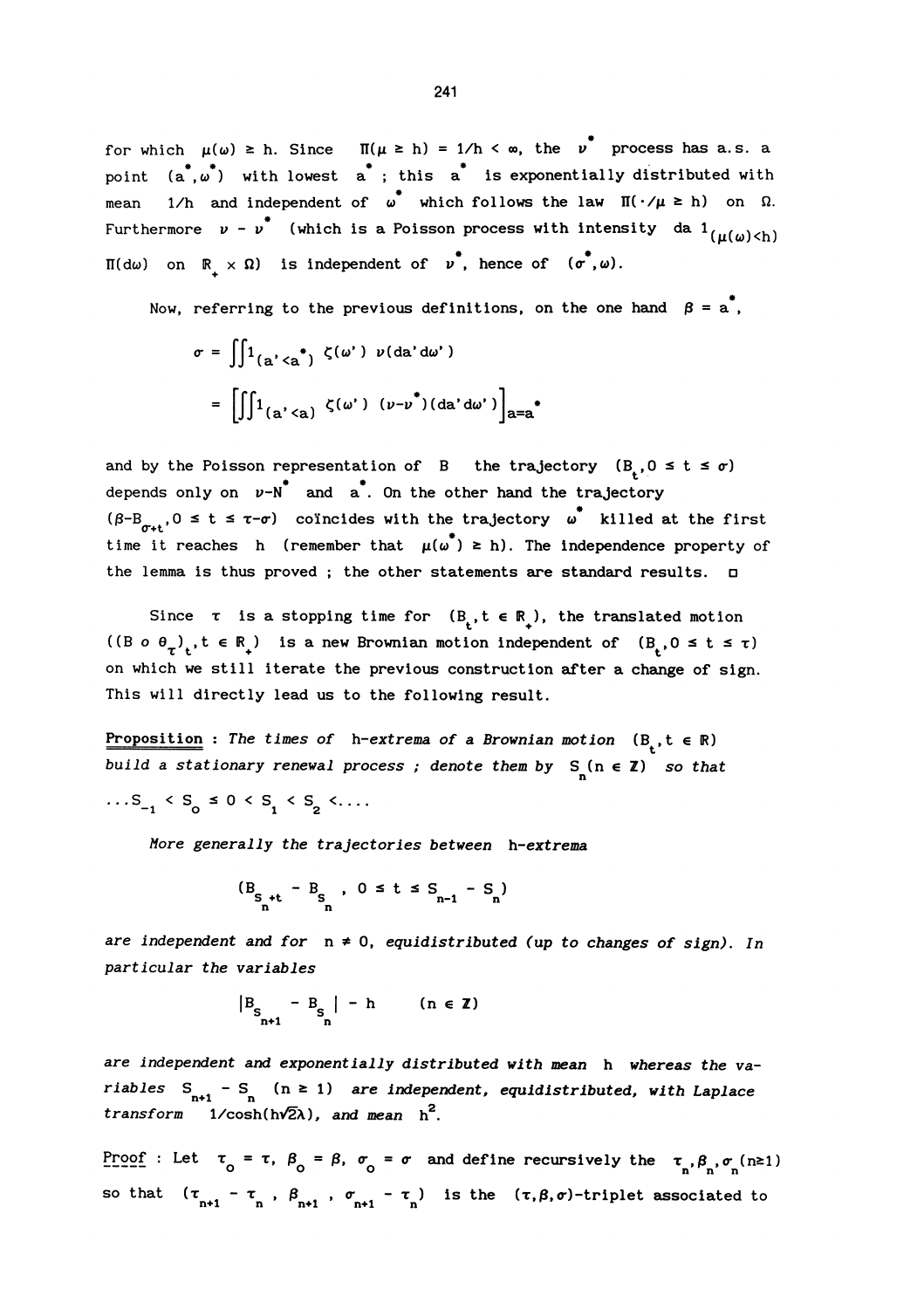for which $\mu(\omega) \geq h$. Since $\Pi(\mu \geq h) = 1/h < \infty$, the $\nu^*$ process has a.s. a point $(a^*, \omega^*)$ with lowest $a^*$ ; this $a^*$ is exponentially distributed with mean $1/h$ and independent of $\omega^*$ which follows the law $\Pi(\cdot/\mu \geq h)$ on $\Omega$. Furthermore $\nu - \nu^*$ (which is a Poisson process with intensity $da\, 1_{(\mu(\omega)<h)}\, \Pi(d\omega)$ on $\mathbb{R}_+ \times \Omega$) is independent of $\nu^*$, hence of $(\sigma^*, \omega)$.

Now, referring to the previous definitions, on the one hand $\beta = a^*$,

$$\sigma = \iint 1_{(a'<a^*)}\, \zeta(\omega')\, \nu(da'd\omega')$$

$$= \left[\iint 1_{(a'<a)}\, \zeta(\omega')\, (\nu-\nu^*)(da'd\omega')\right]_{a=a^*}$$

and by the Poisson representation of $B$ the trajectory $(B_t, 0 \leq t \leq \sigma)$ depends only on $\nu$-$N^*$ and $a^*$. On the other hand the trajectory $(\beta - B_{\sigma+t}, 0 \leq t \leq \tau-\sigma)$ coïncides with the trajectory $\omega^*$ killed at the first time it reaches $h$ (remember that $\mu(\omega^*) \geq h$). The independence property of the lemma is thus proved ; the other statements are standard results. □

Since $\tau$ is a stopping time for $(B_t, t \in \mathbb{R}_+)$, the translated motion $((B \circ \theta_\tau)_t, t \in \mathbb{R}_+)$ is a new Brownian motion independent of $(B_t, 0 \leq t \leq \tau)$ on which we still iterate the previous construction after a change of sign. This will directly lead us to the following result.

__Proposition__ : *The times of* h-*extrema of a Brownian motion* $(B_t, t \in \mathbb{R})$ *build a stationary renewal process ; denote them by* $S_n (n \in \mathbb{Z})$ *so that* $\ldots S_{-1} < S_0 \leq 0 < S_1 < S_2 < \ldots$.

*More generally the trajectories between* h-*extrema*

$$(B_{S_n+t} - B_{S_n}\ ,\ 0 \leq t \leq S_{n-1} - S_n)$$

*are independent and for* $n \neq 0$, *equidistributed (up to changes of sign). In particular the variables*

$$|B_{S_{n+1}} - B_{S_n}| - h \qquad (n \in \mathbb{Z})$$

*are independent and exponentially distributed with mean* $h$ *whereas the variables* $S_{n+1} - S_n$ $(n \geq 1)$ *are independent, equidistributed, with Laplace transform* $1/\cosh(h\sqrt{2\lambda})$, *and mean* $h^2$.

__Proof__ : Let $\tau_0 = \tau$, $\beta_0 = \beta$, $\sigma_0 = \sigma$ and define recursively the $\tau_n, \beta_n, \sigma_n (n \geq 1)$ so that $(\tau_{n+1} - \tau_n\ ,\ \beta_{n+1}\ ,\ \sigma_{n+1} - \tau_n)$ is the $(\tau, \beta, \sigma)$-triplet associated to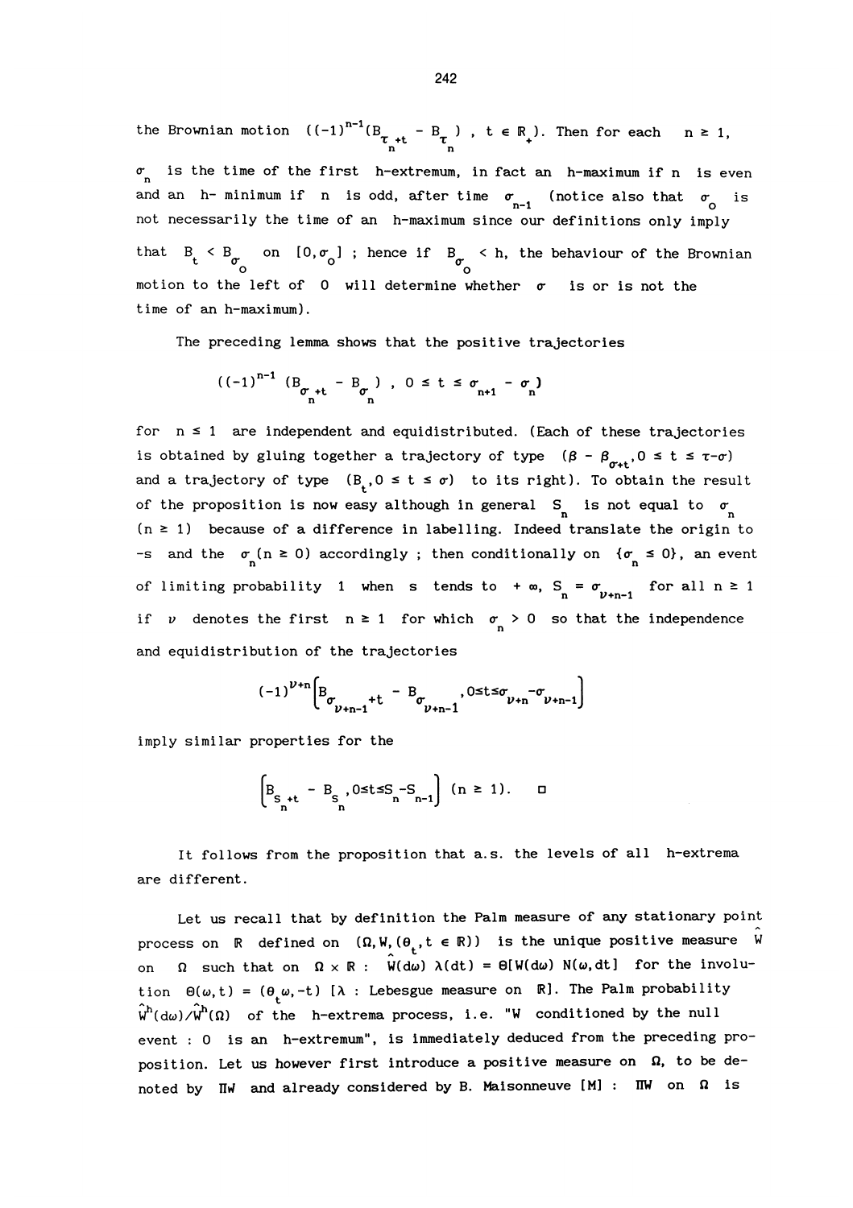the Brownian motion $((-1)^{n-1}(B_{\tau_n+t} - B_{\tau_n})\ ,\ t \in \mathbb{R}_+)$. Then for each $n \geq 1$, $\sigma_n$ is the time of the first h-extremum, in fact an h-maximum if n is even and an h- minimum if n is odd, after time $\sigma_{n-1}$ (notice also that $\sigma_o$ is not necessarily the time of an h-maximum since our definitions only imply that $B_t < B_{\sigma_o}$ on $[0,\sigma_o]$ ; hence if $B_{\sigma_o} < h$, the behaviour of the Brownian motion to the left of 0 will determine whether $\sigma$ is or is not the time of an h-maximum).

The preceding lemma shows that the positive trajectories

$$((-1)^{n-1}\ (B_{\sigma_n+t} - B_{\sigma_n})\ ,\ 0 \leq t \leq \sigma_{n+1} - \sigma_n)$$

for $n \leq 1$ are independent and equidistributed. (Each of these trajectories is obtained by gluing together a trajectory of type $(\beta - \beta_{\sigma+t}, 0 \leq t \leq \tau-\sigma)$ and a trajectory of type $(B_t, 0 \leq t \leq \sigma)$ to its right). To obtain the result of the proposition is now easy although in general $S_n$ is not equal to $\sigma_n$ $(n \geq 1)$ because of a difference in labelling. Indeed translate the origin to $-s$ and the $\sigma_n (n \geq 0)$ accordingly ; then conditionally on $\{\sigma_n \leq 0\}$, an event of limiting probability 1 when s tends to $+\infty$, $S_n = \sigma_{\nu+n-1}$ for all $n \geq 1$ if $\nu$ denotes the first $n \geq 1$ for which $\sigma_n > 0$ so that the independence and equidistribution of the trajectories

$$(-1)^{\nu+n}\left[B_{\sigma_{\nu+n-1}+t} - B_{\sigma_{\nu+n-1}}, 0\leq t\leq \sigma_{\nu+n} - \sigma_{\nu+n-1}\right]$$

imply similar properties for the

$$\left[B_{S_n+t} - B_{S_n}, 0\leq t \leq S_n - S_{n-1}\right]\ (n \geq 1). \qquad \square$$

It follows from the proposition that a.s. the levels of all h-extrema are different.

Let us recall that by definition the Palm measure of any stationary point process on $\mathbb{R}$ defined on $(\Omega, W, (\theta_t, t \in \mathbb{R}))$ is the unique positive measure $\hat{W}$ on $\Omega$ such that on $\Omega \times \mathbb{R}$ : $\hat{W}(d\omega)\ \lambda(dt) = \Theta[W(d\omega)\ N(\omega, dt]$ for the involution $\Theta(\omega,t) = (\theta_t\omega, -t)$ [$\lambda$ : Lebesgue measure on $\mathbb{R}$]. The Palm probability $\hat{W}^h(d\omega)/\hat{W}^h(\Omega)$ of the h-extrema process, i.e. "W conditioned by the null event : 0 is an h-extremum", is immediately deduced from the preceding proposition. Let us however first introduce a positive measure on $\Omega$, to be denoted by $\Pi W$ and already considered by B. Maisonneuve [M] : $\Pi W$ on $\Omega$ is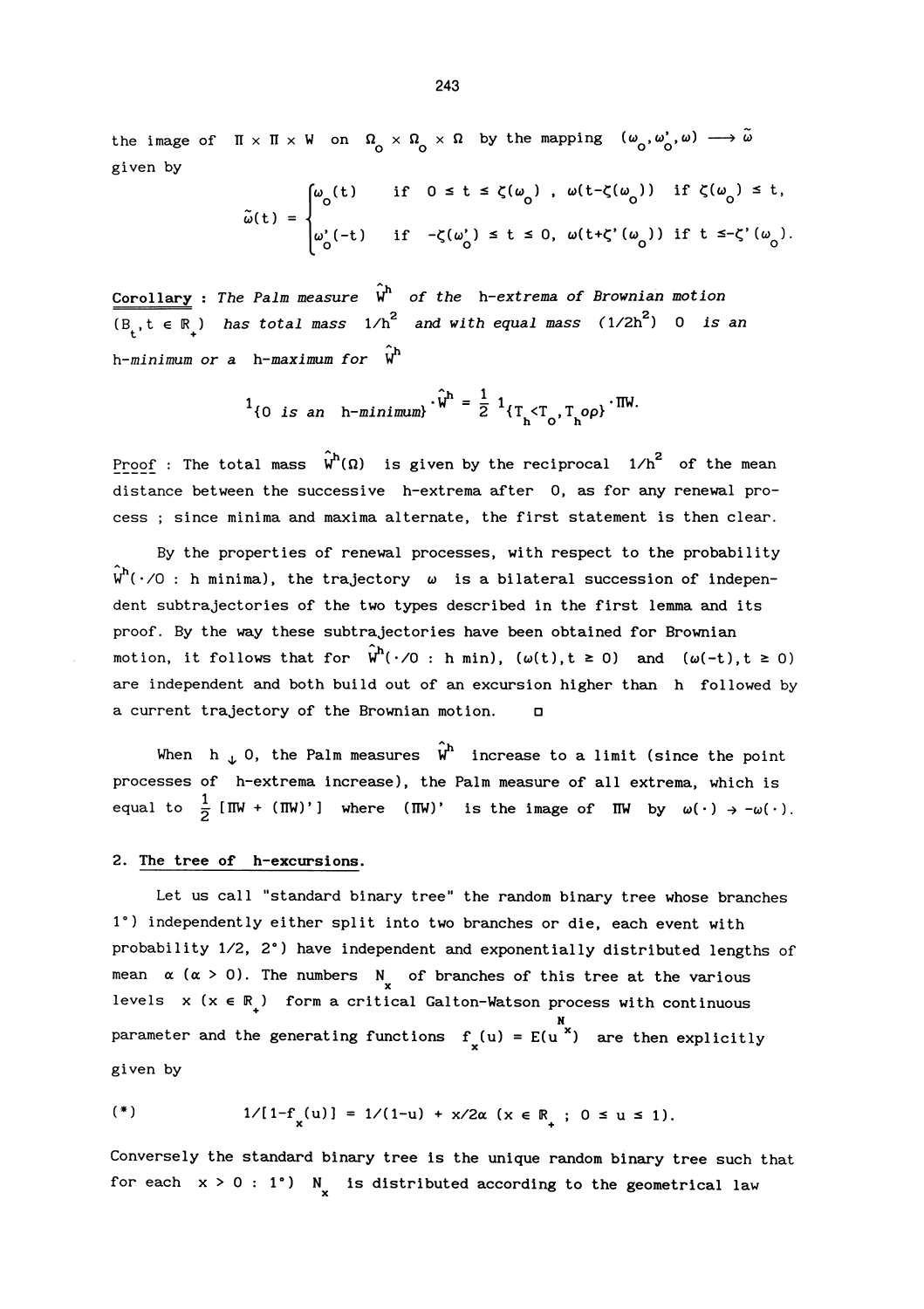the image of $\Pi \times \Pi \times W$ on $\Omega_o \times \Omega_o \times \Omega$ by the mapping $(\omega_o, \omega'_o, \omega) \longrightarrow \tilde{\omega}$ given by

$$\tilde{\omega}(t) = \begin{cases} \omega_o(t) & \text{if} \quad 0 \le t \le \zeta(\omega_o) \;,\; \omega(t-\zeta(\omega_o)) \;\text{ if } \zeta(\omega_o) \le t, \\ \omega'_o(-t) & \text{if} \quad -\zeta(\omega'_o) \le t \le 0,\; \omega(t+\zeta'(\omega_o)) \;\text{ if } t \le -\zeta'(\omega_o). \end{cases}$$

**Corollary** : *The Palm measure* $\hat{W}^h$ *of the h-extrema of Brownian motion* $(B_t, t \in \mathbb{R}_+)$ *has total mass* $1/h^2$ *and with equal mass* $(1/2h^2)$ 0 *is an h-minimum or a h-maximum for* $\hat{W}^h$

$$1_{\{0 \text{ is an } h\text{-minimum}\}} \cdot \hat{W}^h = \frac{1}{2}\, 1_{\{T_h < T_o,\, T_h o \rho\}} \cdot \Pi W.$$

Proof : The total mass $\hat{W}^h(\Omega)$ is given by the reciprocal $1/h^2$ of the mean distance between the successive h-extrema after 0, as for any renewal process ; since minima and maxima alternate, the first statement is then clear.

By the properties of renewal processes, with respect to the probability $\hat{W}^h(\cdot/0 : h \text{ minima})$, the trajectory $\omega$ is a bilateral succession of independent subtrajectories of the two types described in the first lemma and its proof. By the way these subtrajectories have been obtained for Brownian motion, it follows that for $\hat{W}^h(\cdot/0 : h \min)$, $(\omega(t), t \ge 0)$ and $(\omega(-t), t \ge 0)$ are independent and both build out of an excursion higher than h followed by a current trajectory of the Brownian motion. □

When $h \downarrow 0$, the Palm measures $\hat{W}^h$ increase to a limit (since the point processes of h-extrema increase), the Palm measure of all extrema, which is equal to $\frac{1}{2}\,[\Pi W + (\Pi W)']$ where $(\Pi W)'$ is the image of $\Pi W$ by $\omega(\cdot) \to -\omega(\cdot)$.

## 2. The tree of h-excursions.

Let us call "standard binary tree" the random binary tree whose branches 1°) independently either split into two branches or die, each event with probability 1/2, 2°) have independent and exponentially distributed lengths of mean $\alpha$ ($\alpha > 0$). The numbers $N_x$ of branches of this tree at the various levels $x$ ($x \in \mathbb{R}_+$) form a critical Galton-Watson process with continuous parameter and the generating functions $f_x(u) = E(u^{N_x})$ are then explicitly given by

$$(*) \qquad 1/[1-f_x(u)] = 1/(1-u) + x/2\alpha \quad (x \in \mathbb{R}_+ \;;\; 0 \le u \le 1).$$

Conversely the standard binary tree is the unique random binary tree such that for each $x > 0$ : 1°) $N_x$ is distributed according to the geometrical law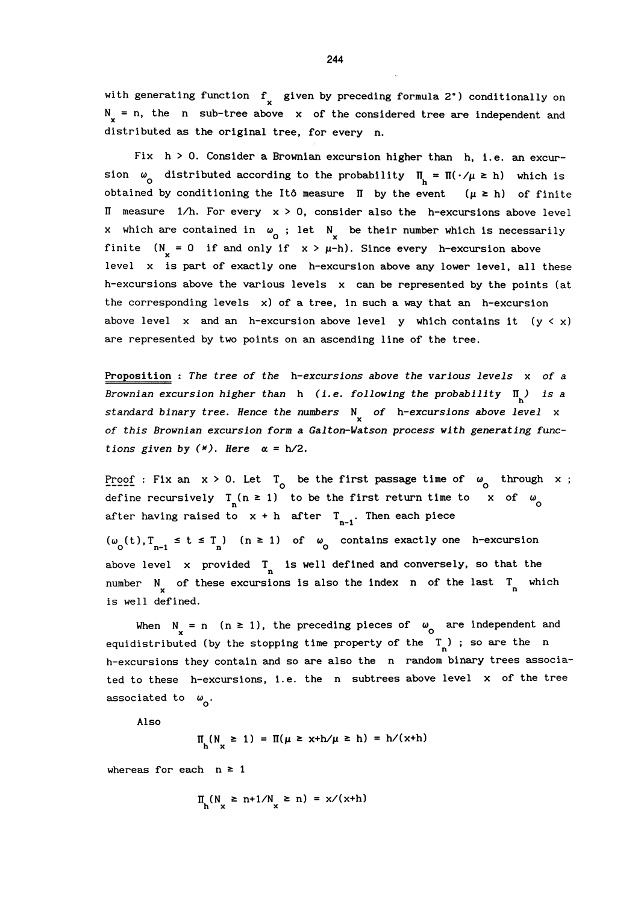with generating function $f_x$ given by preceding formula 2°) conditionally on $N_x = n$, the $n$ sub-tree above $x$ of the considered tree are independent and distributed as the original tree, for every $n$.

Fix $h > 0$. Consider a Brownian excursion higher than $h$, i.e. an excursion $\omega_o$ distributed according to the probability $\Pi_h = \Pi(\cdot/\mu \geq h)$ which is obtained by conditioning the Itô measure $\Pi$ by the event $(\mu \geq h)$ of finite $\Pi$ measure $1/h$. For every $x > 0$, consider also the $h$-excursions above level $x$ which are contained in $\omega_o$ ; let $N_x$ be their number which is necessarily finite ($N_x = 0$ if and only if $x > \mu - h$). Since every $h$-excursion above level $x$ is part of exactly one $h$-excursion above any lower level, all these $h$-excursions above the various levels $x$ can be represented by the points (at the corresponding levels $x$) of a tree, in such a way that an $h$-excursion above level $x$ and an $h$-excursion above level $y$ which contains it $(y < x)$ are represented by two points on an ascending line of the tree.

**Proposition** : *The tree of the $h$-excursions above the various levels $x$ of a Brownian excursion higher than $h$ (i.e. following the probability $\Pi_h$) is a standard binary tree. Hence the numbers $N_x$ of $h$-excursions above level $x$ of this Brownian excursion form a Galton-Watson process with generating functions given by (\*). Here $\alpha = h/2$.*

Proof : Fix an $x > 0$. Let $T_o$ be the first passage time of $\omega_o$ through $x$ ; define recursively $T_n (n \geq 1)$ to be the first return time to $x$ of $\omega_o$ after having raised to $x + h$ after $T_{n-1}$. Then each piece $(\omega_o(t), T_{n-1} \leq t \leq T_n)$ $(n \geq 1)$ of $\omega_o$ contains exactly one $h$-excursion above level $x$ provided $T_n$ is well defined and conversely, so that the number $N_x$ of these excursions is also the index $n$ of the last $T_n$ which is well defined.

When $N_x = n$ $(n \geq 1)$, the preceding pieces of $\omega_o$ are independent and equidistributed (by the stopping time property of the $T_n$) ; so are the $n$ $h$-excursions they contain and so are also the $n$ random binary trees associated to these $h$-excursions, i.e. the $n$ subtrees above level $x$ of the tree associated to $\omega_o$.

Also

$$\Pi_h(N_x \geq 1) = \Pi(\mu \geq x+h/\mu \geq h) = h/(x+h)$$

whereas for each $n \geq 1$

$$\Pi_h(N_x \geq n+1/N_x \geq n) = x/(x+h)$$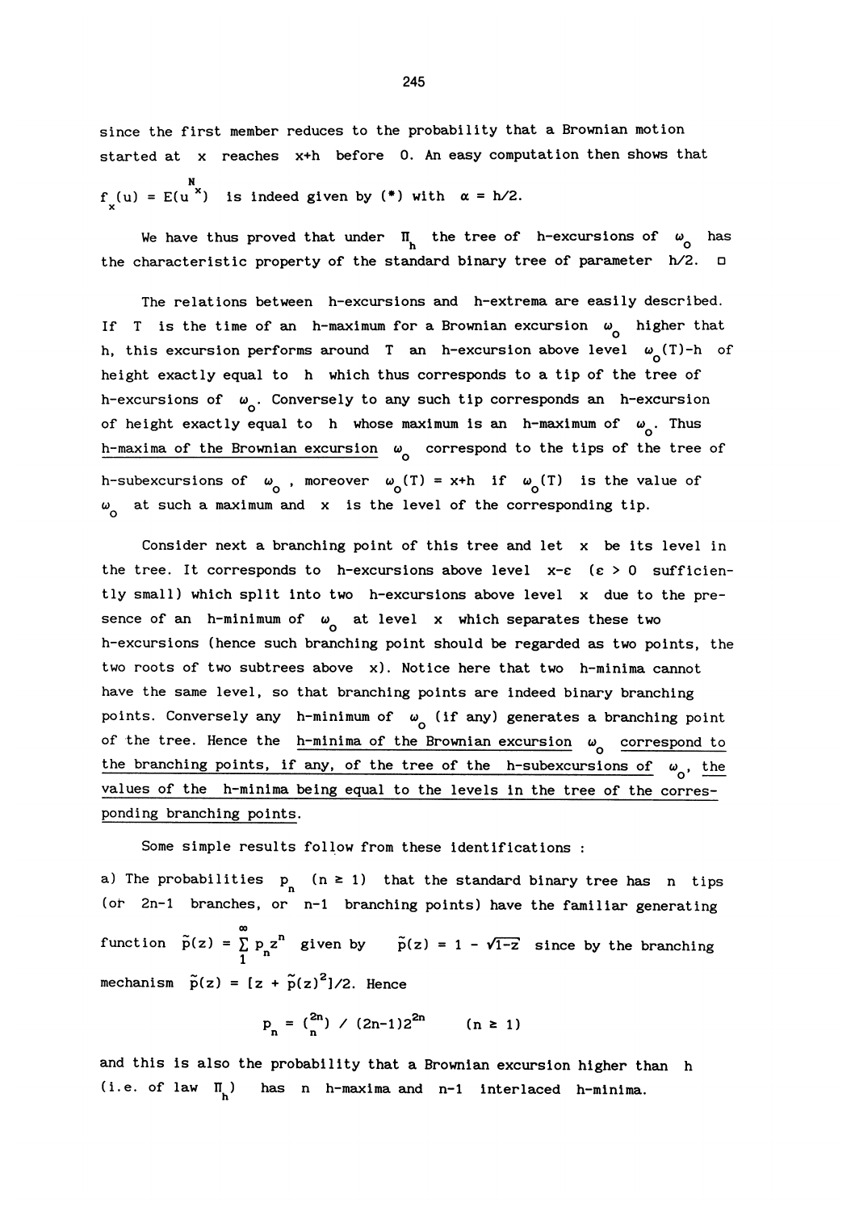since the first member reduces to the probability that a Brownian motion started at $x$ reaches $x+h$ before $0$. An easy computation then shows that $f_x(u) = E(u^{N_x})$ is indeed given by (*) with $\alpha = h/2$.

We have thus proved that under $\Pi_h$ the tree of h-excursions of $\omega_o$ has the characteristic property of the standard binary tree of parameter $h/2$. □

The relations between h-excursions and h-extrema are easily described. If $T$ is the time of an h-maximum for a Brownian excursion $\omega_o$ higher that $h$, this excursion performs around $T$ an h-excursion above level $\omega_o(T)-h$ of height exactly equal to $h$ which thus corresponds to a tip of the tree of h-excursions of $\omega_o$. Conversely to any such tip corresponds an h-excursion of height exactly equal to $h$ whose maximum is an h-maximum of $\omega_o$. Thus <u>h-maxima of the Brownian excursion</u> $\omega_o$ correspond to the tips of the tree of h-subexcursions of $\omega_o$, moreover $\omega_o(T) = x+h$ if $\omega_o(T)$ is the value of $\omega_o$ at such a maximum and $x$ is the level of the corresponding tip.

Consider next a branching point of this tree and let $x$ be its level in the tree. It corresponds to h-excursions above level $x-\varepsilon$ ($\varepsilon > 0$ sufficiently small) which split into two h-excursions above level $x$ due to the presence of an h-minimum of $\omega_o$ at level $x$ which separates these two h-excursions (hence such branching point should be regarded as two points, the two roots of two subtrees above $x$). Notice here that two h-minima cannot have the same level, so that branching points are indeed binary branching points. Conversely any h-minimum of $\omega_o$ (if any) generates a branching point of the tree. Hence the <u>h-minima of the Brownian excursion $\omega_o$ correspond to the branching points, if any, of the tree of the h-subexcursions of $\omega_o$, the values of the h-minima being equal to the levels in the tree of the corresponding branching points.</u>

Some simple results follow from these identifications :

a) The probabilities $p_n$ ($n \geq 1$) that the standard binary tree has $n$ tips (or $2n-1$ branches, or $n-1$ branching points) have the familiar generating function $\tilde{p}(z) = \sum_1^\infty p_n z^n$ given by $\tilde{p}(z) = 1 - \sqrt{1-z}$ since by the branching mechanism $\tilde{p}(z) = [z + \tilde{p}(z)^2]/2$. Hence

$$p_n = \binom{2n}{n} \big/ (2n-1)2^{2n} \qquad (n \geq 1)$$

and this is also the probability that a Brownian excursion higher than $h$ (i.e. of law $\Pi_h$) has $n$ h-maxima and $n-1$ interlaced h-minima.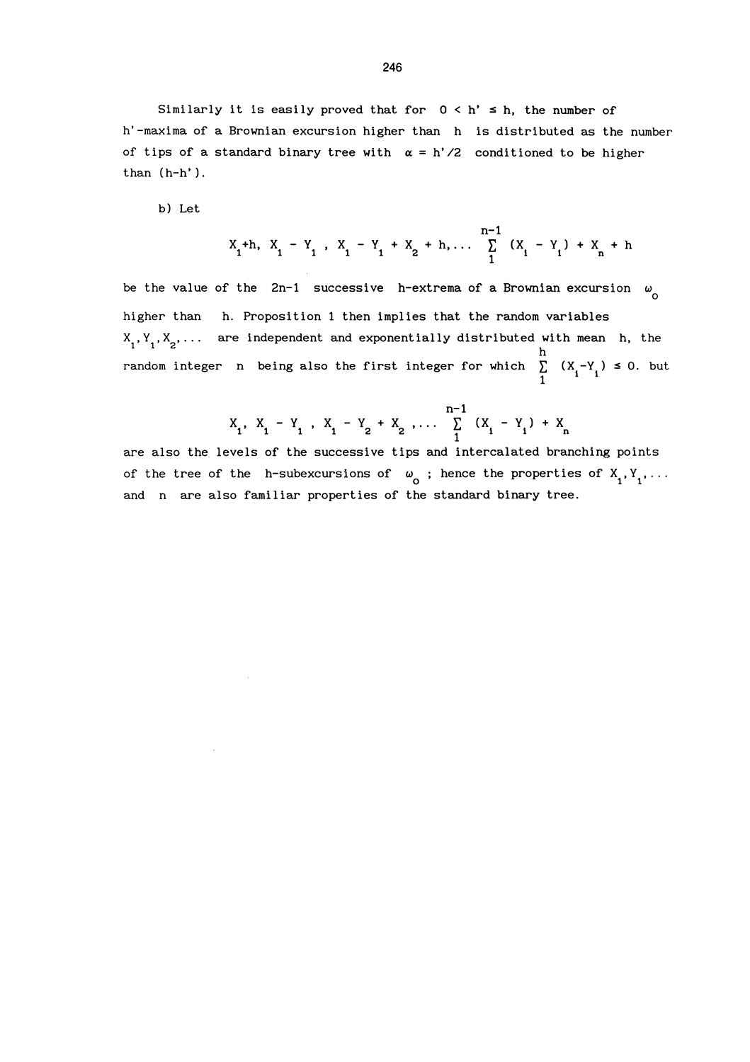Similarly it is easily proved that for $0 < h' \le h$, the number of $h'$-maxima of a Brownian excursion higher than $h$ is distributed as the number of tips of a standard binary tree with $\alpha = h'/2$ conditioned to be higher than $(h-h')$.

b) Let

$$X_1+h,\ X_1 - Y_1\ ,\ X_1 - Y_1 + X_2 + h, \dots \sum_1^{n-1} (X_i - Y_i) + X_n + h$$

be the value of the $2n-1$ successive $h$-extrema of a Brownian excursion $\omega_o$ higher than $h$. Proposition 1 then implies that the random variables $X_1, Y_1, X_2, \dots$ are independent and exponentially distributed with mean $h$, the random integer $n$ being also the first integer for which $\sum_1^h (X_i - Y_i) \le 0$. but

$$X_1,\ X_1 - Y_1\ ,\ X_1 - Y_2 + X_2\ , \dots \sum_1^{n-1} (X_i - Y_i) + X_n$$

are also the levels of the successive tips and intercalated branching points of the tree of the $h$-subexcursions of $\omega_o$ ; hence the properties of $X_1, Y_1, \dots$ and $n$ are also familiar properties of the standard binary tree.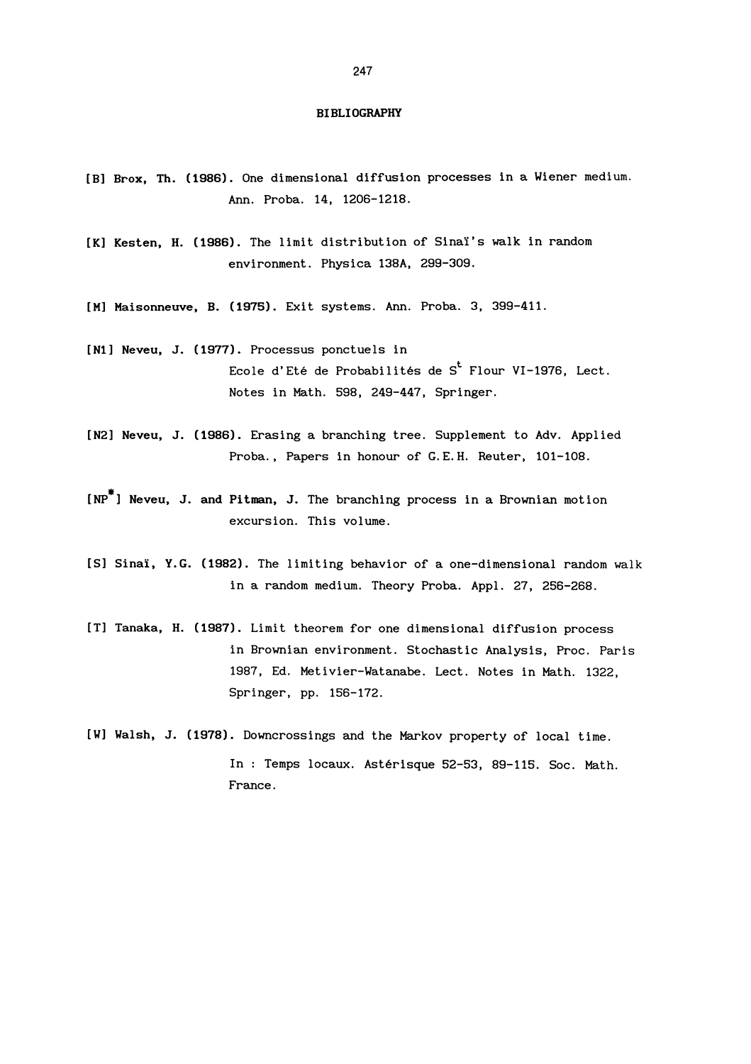# BIBLIOGRAPHY

[B] **Brox, Th.** (1986). One dimensional diffusion processes in a Wiener medium. Ann. Proba. 14, 1206-1218.

[K] **Kesten, H.** (1986). The limit distribution of Sinaï's walk in random environment. Physica 138A, 299-309.

[M] **Maisonneuve, B.** (1975). Exit systems. Ann. Proba. 3, 399-411.

[N1] **Neveu, J.** (1977). Processus ponctuels in Ecole d'Eté de Probabilités de S$^{t}$ Flour VI-1976, Lect. Notes in Math. 598, 249-447, Springer.

[N2] **Neveu, J.** (1986). Erasing a branching tree. Supplement to Adv. Applied Proba., Papers in honour of G.E.H. Reuter, 101-108.

[NP*] **Neveu, J. and Pitman, J.** The branching process in a Brownian motion excursion. This volume.

[S] **Sinaï, Y.G.** (1982). The limiting behavior of a one-dimensional random walk in a random medium. Theory Proba. Appl. 27, 256-268.

[T] **Tanaka, H.** (1987). Limit theorem for one dimensional diffusion process in Brownian environment. Stochastic Analysis, Proc. Paris 1987, Ed. Metivier-Watanabe. Lect. Notes in Math. 1322, Springer, pp. 156-172.

[W] **Walsh, J.** (1978). Downcrossings and the Markov property of local time. In : Temps locaux. Astérisque 52-53, 89-115. Soc. Math. France.